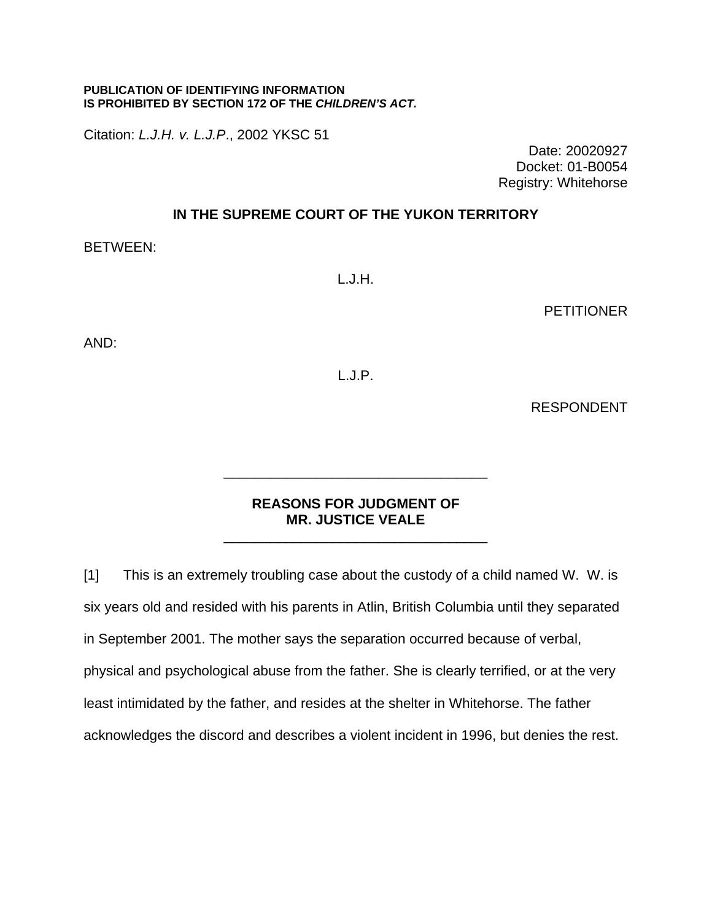**PUBLICATION OF IDENTIFYING INFORMATION IS PROHIBITED BY SECTION 172 OF THE *CHILDREN'S ACT.***

Citation: *L.J.H. v. L.J.P.*, 2002 YKSC 51

Date: 20020927
Docket: 01-B0054
Registry: Whitehorse

## IN THE SUPREME COURT OF THE YUKON TERRITORY

BETWEEN:

L.J.H.

PETITIONER

AND:

L.J.P.

RESPONDENT

---

## REASONS FOR JUDGMENT OF MR. JUSTICE VEALE

---

[1] This is an extremely troubling case about the custody of a child named W. W. is six years old and resided with his parents in Atlin, British Columbia until they separated in September 2001. The mother says the separation occurred because of verbal, physical and psychological abuse from the father. She is clearly terrified, or at the very least intimidated by the father, and resides at the shelter in Whitehorse. The father acknowledges the discord and describes a violent incident in 1996, but denies the rest.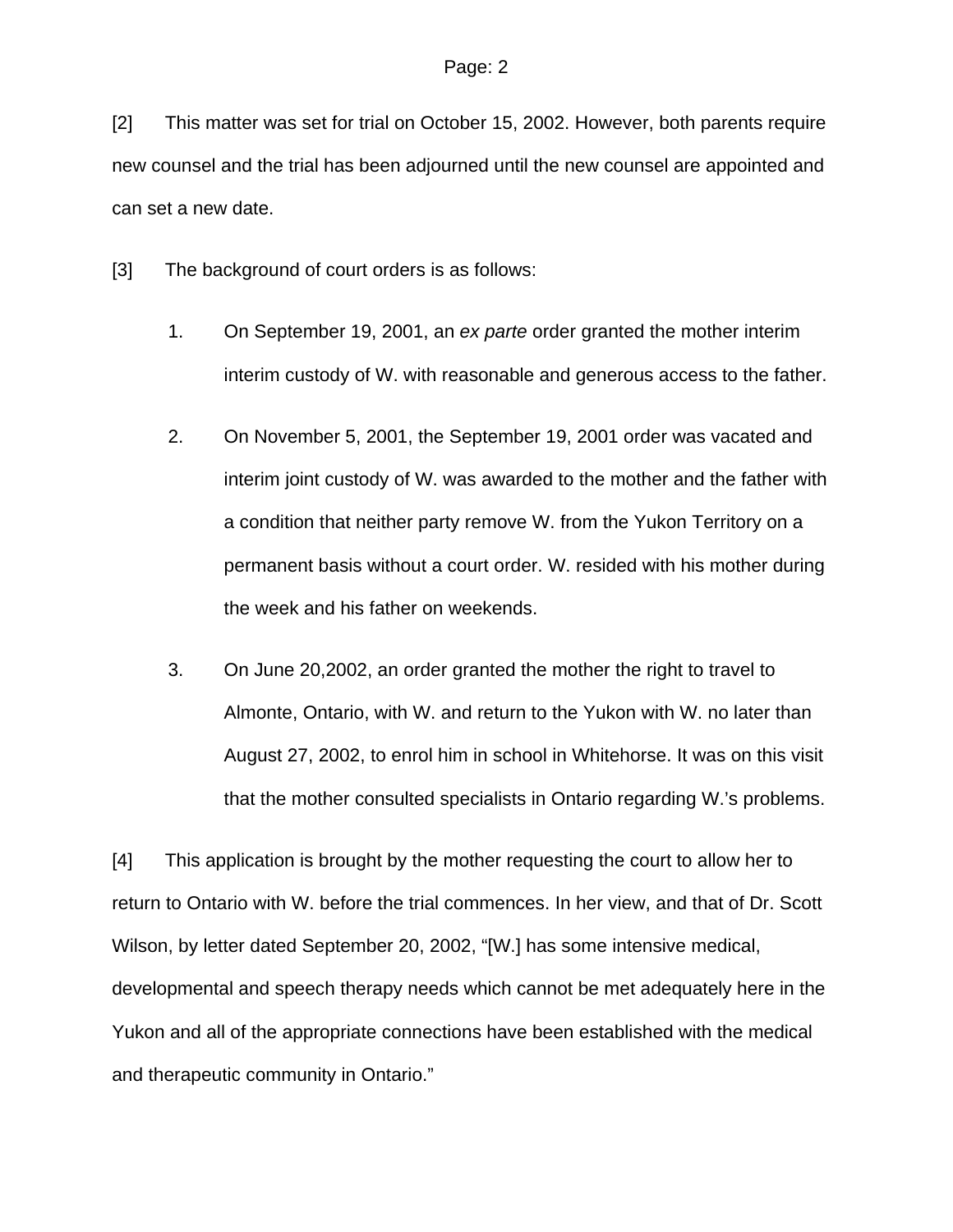[2] This matter was set for trial on October 15, 2002. However, both parents require new counsel and the trial has been adjourned until the new counsel are appointed and can set a new date.

[3] The background of court orders is as follows:

1. On September 19, 2001, an *ex parte* order granted the mother interim interim custody of W. with reasonable and generous access to the father.

2. On November 5, 2001, the September 19, 2001 order was vacated and interim joint custody of W. was awarded to the mother and the father with a condition that neither party remove W. from the Yukon Territory on a permanent basis without a court order. W. resided with his mother during the week and his father on weekends.

3. On June 20,2002, an order granted the mother the right to travel to Almonte, Ontario, with W. and return to the Yukon with W. no later than August 27, 2002, to enrol him in school in Whitehorse. It was on this visit that the mother consulted specialists in Ontario regarding W.'s problems.

[4] This application is brought by the mother requesting the court to allow her to return to Ontario with W. before the trial commences. In her view, and that of Dr. Scott Wilson, by letter dated September 20, 2002, "[W.] has some intensive medical, developmental and speech therapy needs which cannot be met adequately here in the Yukon and all of the appropriate connections have been established with the medical and therapeutic community in Ontario."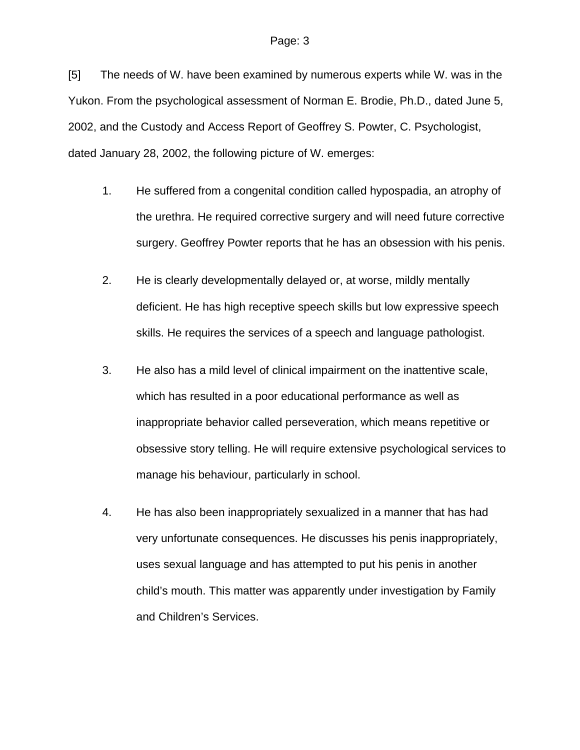[5] The needs of W. have been examined by numerous experts while W. was in the Yukon. From the psychological assessment of Norman E. Brodie, Ph.D., dated June 5, 2002, and the Custody and Access Report of Geoffrey S. Powter, C. Psychologist, dated January 28, 2002, the following picture of W. emerges:

1. He suffered from a congenital condition called hypospadia, an atrophy of the urethra. He required corrective surgery and will need future corrective surgery. Geoffrey Powter reports that he has an obsession with his penis.

2. He is clearly developmentally delayed or, at worse, mildly mentally deficient. He has high receptive speech skills but low expressive speech skills. He requires the services of a speech and language pathologist.

3. He also has a mild level of clinical impairment on the inattentive scale, which has resulted in a poor educational performance as well as inappropriate behavior called perseveration, which means repetitive or obsessive story telling. He will require extensive psychological services to manage his behaviour, particularly in school.

4. He has also been inappropriately sexualized in a manner that has had very unfortunate consequences. He discusses his penis inappropriately, uses sexual language and has attempted to put his penis in another child's mouth. This matter was apparently under investigation by Family and Children's Services.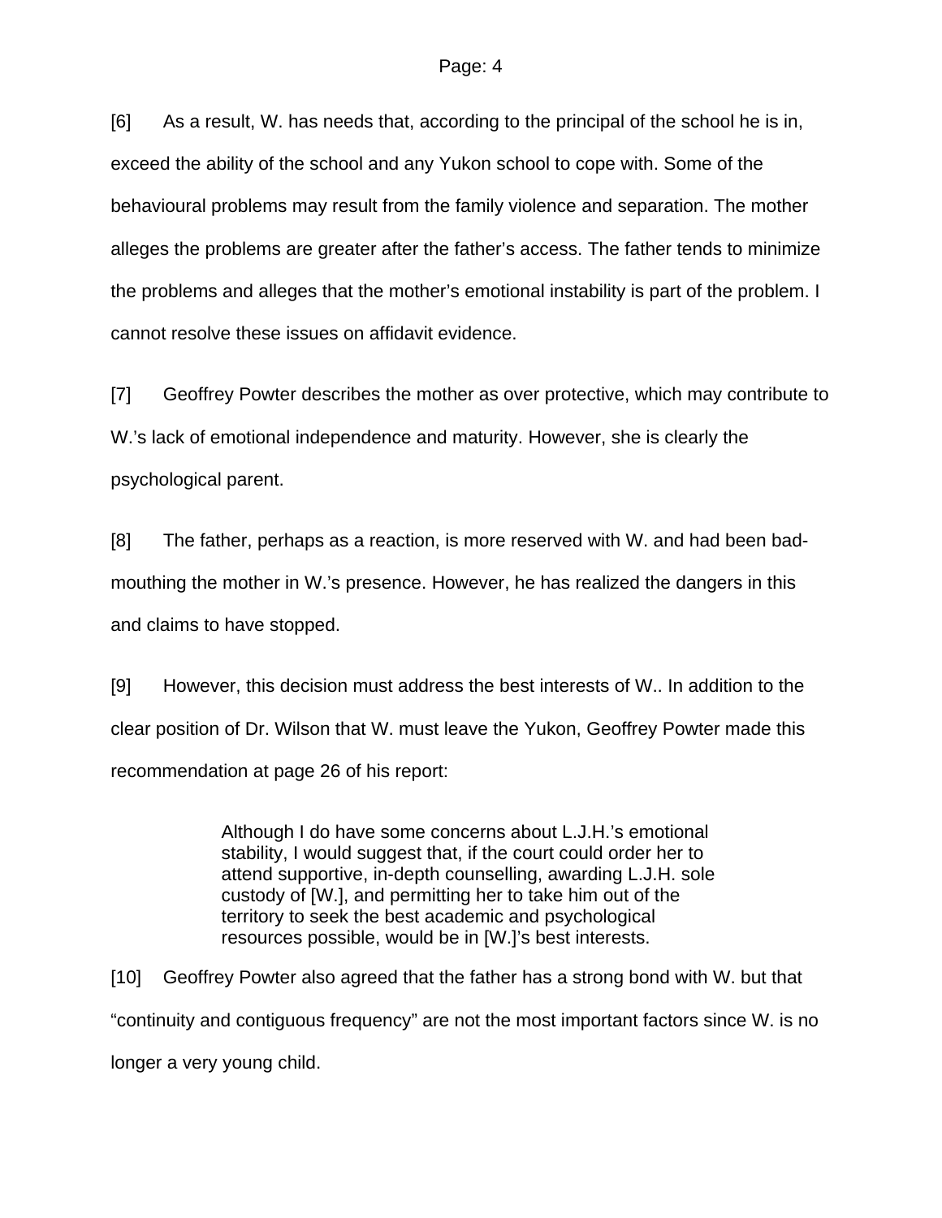[6] As a result, W. has needs that, according to the principal of the school he is in, exceed the ability of the school and any Yukon school to cope with. Some of the behavioural problems may result from the family violence and separation. The mother alleges the problems are greater after the father's access. The father tends to minimize the problems and alleges that the mother's emotional instability is part of the problem. I cannot resolve these issues on affidavit evidence.

[7] Geoffrey Powter describes the mother as over protective, which may contribute to W.'s lack of emotional independence and maturity. However, she is clearly the psychological parent.

[8] The father, perhaps as a reaction, is more reserved with W. and had been bad-mouthing the mother in W.'s presence. However, he has realized the dangers in this and claims to have stopped.

[9] However, this decision must address the best interests of W.. In addition to the clear position of Dr. Wilson that W. must leave the Yukon, Geoffrey Powter made this recommendation at page 26 of his report:

> Although I do have some concerns about L.J.H.'s emotional stability, I would suggest that, if the court could order her to attend supportive, in-depth counselling, awarding L.J.H. sole custody of [W.], and permitting her to take him out of the territory to seek the best academic and psychological resources possible, would be in [W.]'s best interests.

[10] Geoffrey Powter also agreed that the father has a strong bond with W. but that "continuity and contiguous frequency" are not the most important factors since W. is no longer a very young child.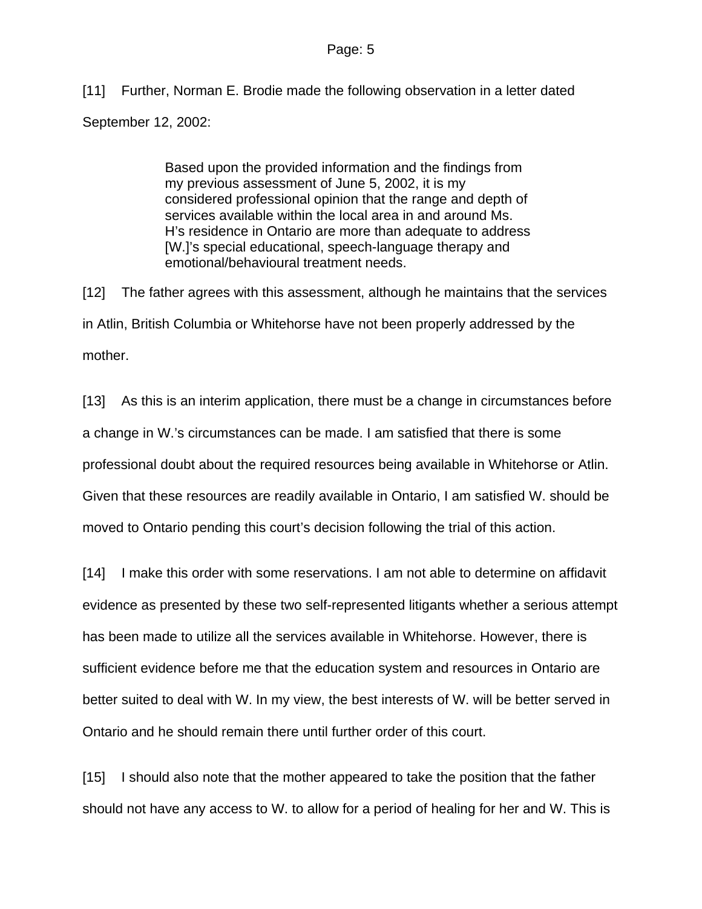[11] Further, Norman E. Brodie made the following observation in a letter dated September 12, 2002:

> Based upon the provided information and the findings from my previous assessment of June 5, 2002, it is my considered professional opinion that the range and depth of services available within the local area in and around Ms. H's residence in Ontario are more than adequate to address [W.]'s special educational, speech-language therapy and emotional/behavioural treatment needs.

[12] The father agrees with this assessment, although he maintains that the services in Atlin, British Columbia or Whitehorse have not been properly addressed by the mother.

[13] As this is an interim application, there must be a change in circumstances before a change in W.'s circumstances can be made. I am satisfied that there is some professional doubt about the required resources being available in Whitehorse or Atlin. Given that these resources are readily available in Ontario, I am satisfied W. should be moved to Ontario pending this court's decision following the trial of this action.

[14] I make this order with some reservations. I am not able to determine on affidavit evidence as presented by these two self-represented litigants whether a serious attempt has been made to utilize all the services available in Whitehorse. However, there is sufficient evidence before me that the education system and resources in Ontario are better suited to deal with W. In my view, the best interests of W. will be better served in Ontario and he should remain there until further order of this court.

[15] I should also note that the mother appeared to take the position that the father should not have any access to W. to allow for a period of healing for her and W. This is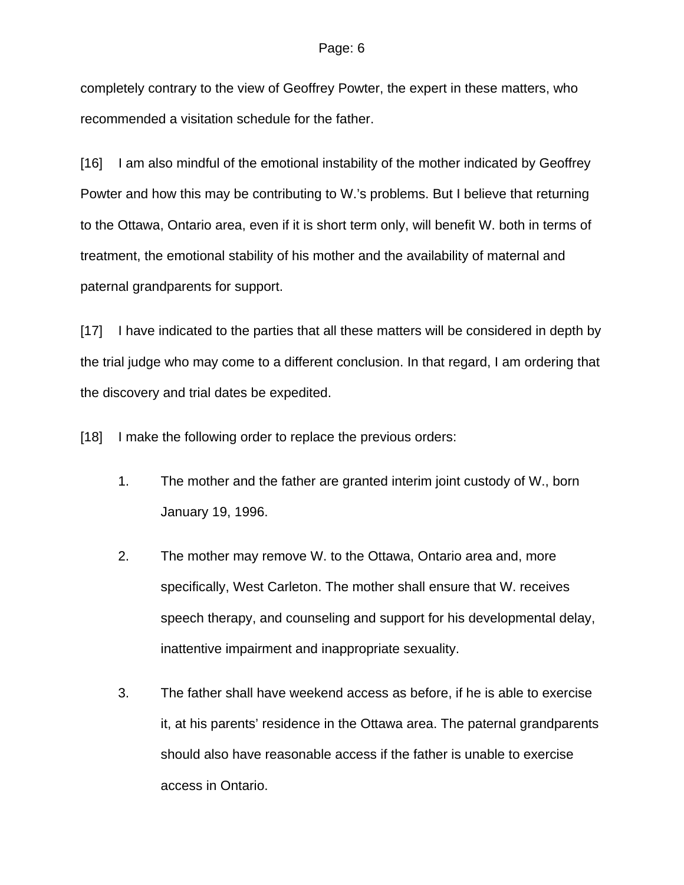completely contrary to the view of Geoffrey Powter, the expert in these matters, who recommended a visitation schedule for the father.

[16] I am also mindful of the emotional instability of the mother indicated by Geoffrey Powter and how this may be contributing to W.'s problems. But I believe that returning to the Ottawa, Ontario area, even if it is short term only, will benefit W. both in terms of treatment, the emotional stability of his mother and the availability of maternal and paternal grandparents for support.

[17] I have indicated to the parties that all these matters will be considered in depth by the trial judge who may come to a different conclusion. In that regard, I am ordering that the discovery and trial dates be expedited.

[18] I make the following order to replace the previous orders:

1. The mother and the father are granted interim joint custody of W., born January 19, 1996.

2. The mother may remove W. to the Ottawa, Ontario area and, more specifically, West Carleton. The mother shall ensure that W. receives speech therapy, and counseling and support for his developmental delay, inattentive impairment and inappropriate sexuality.

3. The father shall have weekend access as before, if he is able to exercise it, at his parents' residence in the Ottawa area. The paternal grandparents should also have reasonable access if the father is unable to exercise access in Ontario.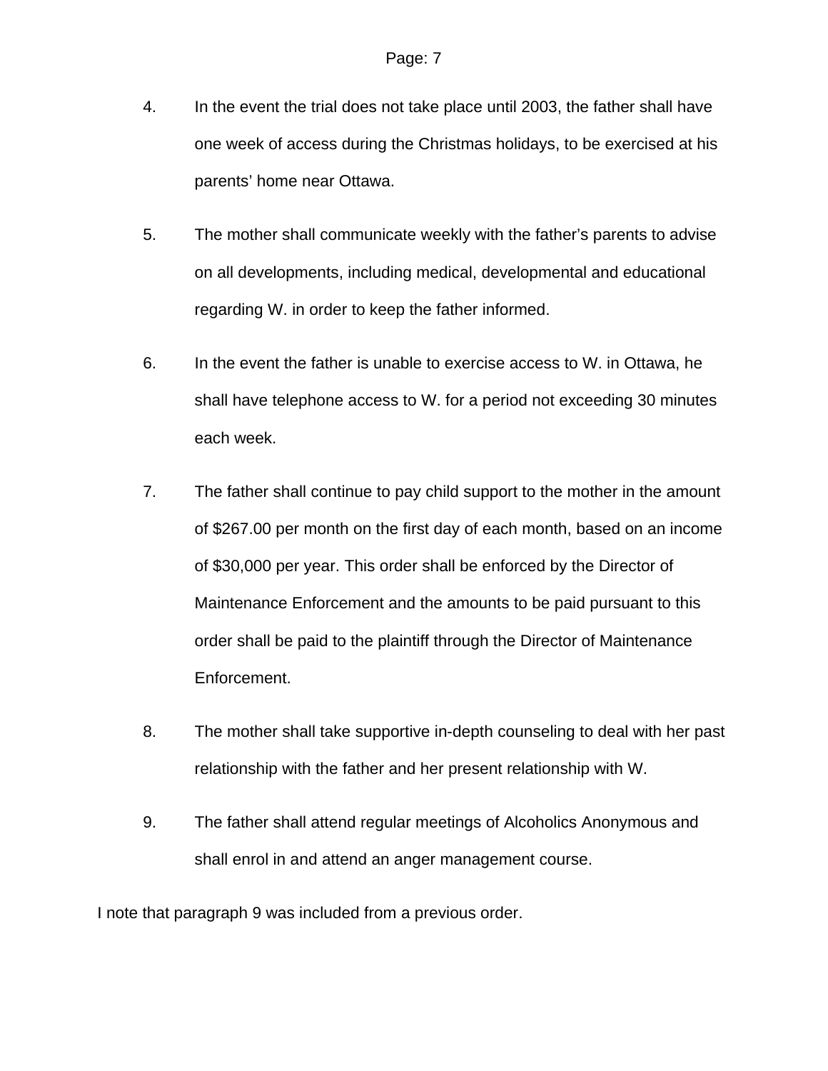4. In the event the trial does not take place until 2003, the father shall have one week of access during the Christmas holidays, to be exercised at his parents' home near Ottawa.

5. The mother shall communicate weekly with the father's parents to advise on all developments, including medical, developmental and educational regarding W. in order to keep the father informed.

6. In the event the father is unable to exercise access to W. in Ottawa, he shall have telephone access to W. for a period not exceeding 30 minutes each week.

7. The father shall continue to pay child support to the mother in the amount of $267.00 per month on the first day of each month, based on an income of $30,000 per year. This order shall be enforced by the Director of Maintenance Enforcement and the amounts to be paid pursuant to this order shall be paid to the plaintiff through the Director of Maintenance Enforcement.

8. The mother shall take supportive in-depth counseling to deal with her past relationship with the father and her present relationship with W.

9. The father shall attend regular meetings of Alcoholics Anonymous and shall enrol in and attend an anger management course.

I note that paragraph 9 was included from a previous order.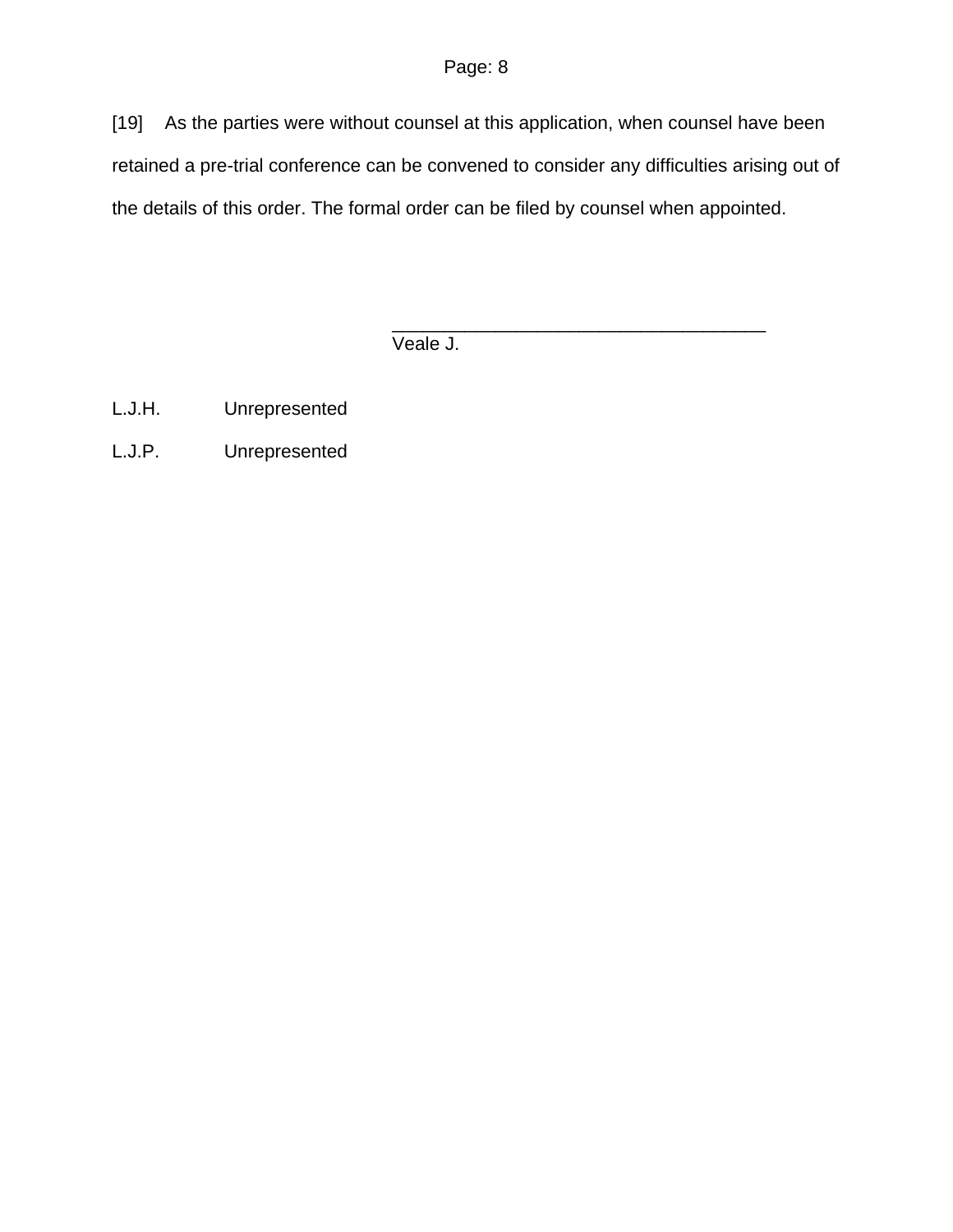[19] As the parties were without counsel at this application, when counsel have been retained a pre-trial conference can be convened to consider any difficulties arising out of the details of this order. The formal order can be filed by counsel when appointed.

\_\_\_\_\_\_\_\_\_\_\_\_\_\_\_\_\_\_\_\_\_\_\_\_\_\_\_\_\_\_\_\_\_\_\_\_\_\_

Veale J.

L.J.H. Unrepresented

L.J.P. Unrepresented